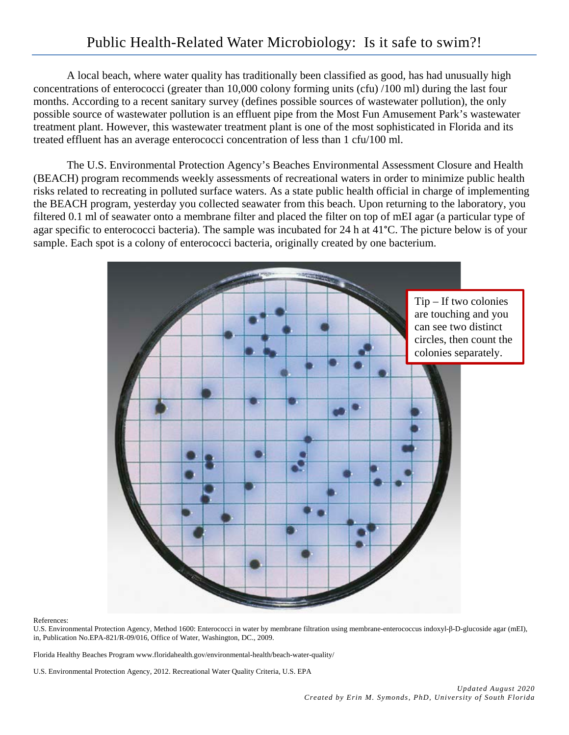# Public Health-Related Water Microbiology: Is it safe to swim?!

A local beach, where water quality has traditionally been classified as good, has had unusually high concentrations of enterococci (greater than 10,000 colony forming units (cfu) /100 ml) during the last four months. According to a recent sanitary survey (defines possible sources of wastewater pollution), the only possible source of wastewater pollution is an effluent pipe from the Most Fun Amusement Park's wastewater treatment plant. However, this wastewater treatment plant is one of the most sophisticated in Florida and its treated effluent has an average enterococci concentration of less than 1 cfu/100 ml.

The U.S. Environmental Protection Agency's Beaches Environmental Assessment Closure and Health (BEACH) program recommends weekly assessments of recreational waters in order to minimize public health risks related to recreating in polluted surface waters. As a state public health official in charge of implementing the BEACH program, yesterday you collected seawater from this beach. Upon returning to the laboratory, you filtered 0.1 ml of seawater onto a membrane filter and placed the filter on top of mEI agar (a particular type of agar specific to enterococci bacteria). The sample was incubated for 24 h at 41°C. The picture below is of your sample. Each spot is a colony of enterococci bacteria, originally created by one bacterium.

Tip – If two colonies are touching and you can see two distinct circles, then count the colonies separately.

References:

U.S. Environmental Protection Agency, Method 1600: Enterococci in water by membrane filtration using membrane-enterococcus indoxyl-β-D-glucoside agar (mEI), in, Publication No.EPA-821/R-09/016, Office of Water, Washington, DC., 2009.

Florida Healthy Beaches Program www.floridahealth.gov/environmental-health/beach-water-quality/

U.S. Environmental Protection Agency, 2012. Recreational Water Quality Criteria, U.S. EPA

*Updated August 2020*
*Created by Erin M. Symonds, PhD, University of South Florida*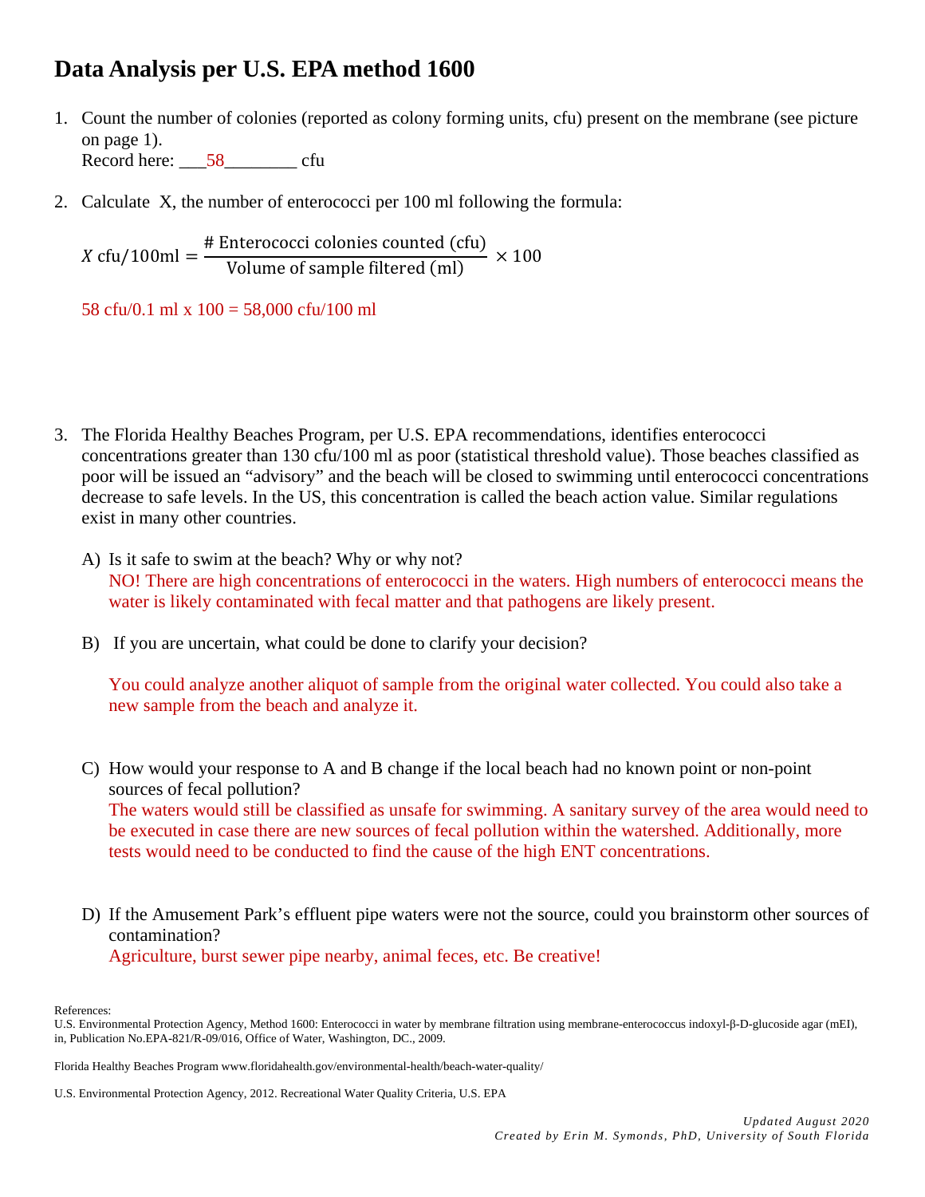# Data Analysis per U.S. EPA method 1600

1. Count the number of colonies (reported as colony forming units, cfu) present on the membrane (see picture on page 1).
   Record here: \_\_\_58\_\_\_\_\_\_\_\_ cfu

2. Calculate X, the number of enterococci per 100 ml following the formula:

$$X \text{ cfu/100ml} = \frac{\text{\# Enterococci colonies counted (cfu)}}{\text{Volume of sample filtered (ml)}} \times 100$$

   58 cfu/0.1 ml x 100 = 58,000 cfu/100 ml

3. The Florida Healthy Beaches Program, per U.S. EPA recommendations, identifies enterococci concentrations greater than 130 cfu/100 ml as poor (statistical threshold value). Those beaches classified as poor will be issued an "advisory" and the beach will be closed to swimming until enterococci concentrations decrease to safe levels. In the US, this concentration is called the beach action value. Similar regulations exist in many other countries.

   A) Is it safe to swim at the beach? Why or why not?
   NO! There are high concentrations of enterococci in the waters. High numbers of enterococci means the water is likely contaminated with fecal matter and that pathogens are likely present.

   B) If you are uncertain, what could be done to clarify your decision?

   You could analyze another aliquot of sample from the original water collected. You could also take a new sample from the beach and analyze it.

   C) How would your response to A and B change if the local beach had no known point or non-point sources of fecal pollution?
   The waters would still be classified as unsafe for swimming. A sanitary survey of the area would need to be executed in case there are new sources of fecal pollution within the watershed. Additionally, more tests would need to be conducted to find the cause of the high ENT concentrations.

   D) If the Amusement Park's effluent pipe waters were not the source, could you brainstorm other sources of contamination?
   Agriculture, burst sewer pipe nearby, animal feces, etc. Be creative!

References:

U.S. Environmental Protection Agency, Method 1600: Enterococci in water by membrane filtration using membrane-enterococcus indoxyl-β-D-glucoside agar (mEI), in, Publication No.EPA-821/R-09/016, Office of Water, Washington, DC., 2009.

Florida Healthy Beaches Program www.floridahealth.gov/environmental-health/beach-water-quality/

U.S. Environmental Protection Agency, 2012. Recreational Water Quality Criteria, U.S. EPA

*Updated August 2020*
*Created by Erin M. Symonds, PhD, University of South Florida*